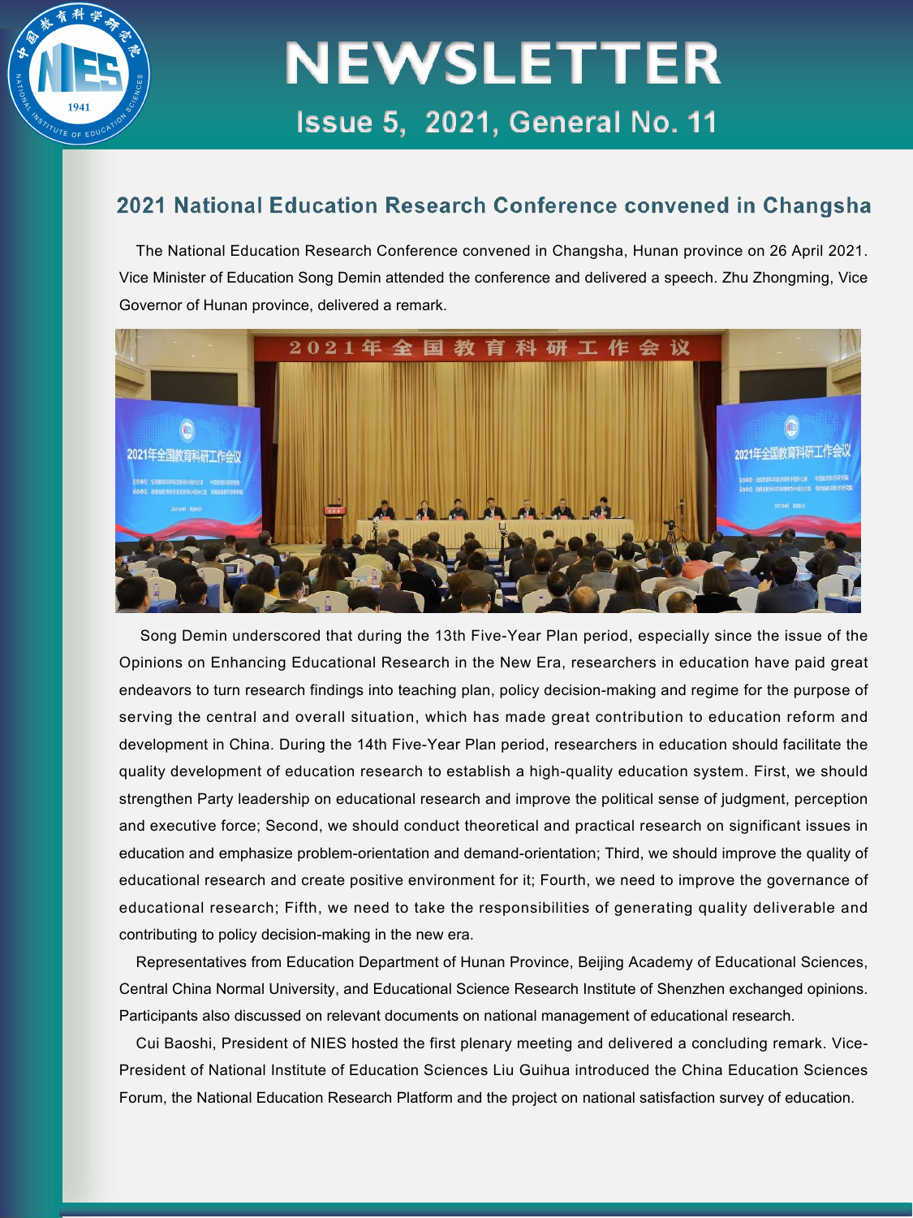# NEWSLETTER

Issue 5, 2021, General No. 11

## 2021 National Education Research Conference convened in Changsha

The National Education Research Conference convened in Changsha, Hunan province on 26 April 2021. Vice Minister of Education Song Demin attended the conference and delivered a speech. Zhu Zhongming, Vice Governor of Hunan province, delivered a remark.

Song Demin underscored that during the 13th Five-Year Plan period, especially since the issue of the Opinions on Enhancing Educational Research in the New Era, researchers in education have paid great endeavors to turn research findings into teaching plan, policy decision-making and regime for the purpose of serving the central and overall situation, which has made great contribution to education reform and development in China. During the 14th Five-Year Plan period, researchers in education should facilitate the quality development of education research to establish a high-quality education system. First, we should strengthen Party leadership on educational research and improve the political sense of judgment, perception and executive force; Second, we should conduct theoretical and practical research on significant issues in education and emphasize problem-orientation and demand-orientation; Third, we should improve the quality of educational research and create positive environment for it; Fourth, we need to improve the governance of educational research; Fifth, we need to take the responsibilities of generating quality deliverable and contributing to policy decision-making in the new era.

Representatives from Education Department of Hunan Province, Beijing Academy of Educational Sciences, Central China Normal University, and Educational Science Research Institute of Shenzhen exchanged opinions. Participants also discussed on relevant documents on national management of educational research.

Cui Baoshi, President of NIES hosted the first plenary meeting and delivered a concluding remark. Vice-President of National Institute of Education Sciences Liu Guihua introduced the China Education Sciences Forum, the National Education Research Platform and the project on national satisfaction survey of education.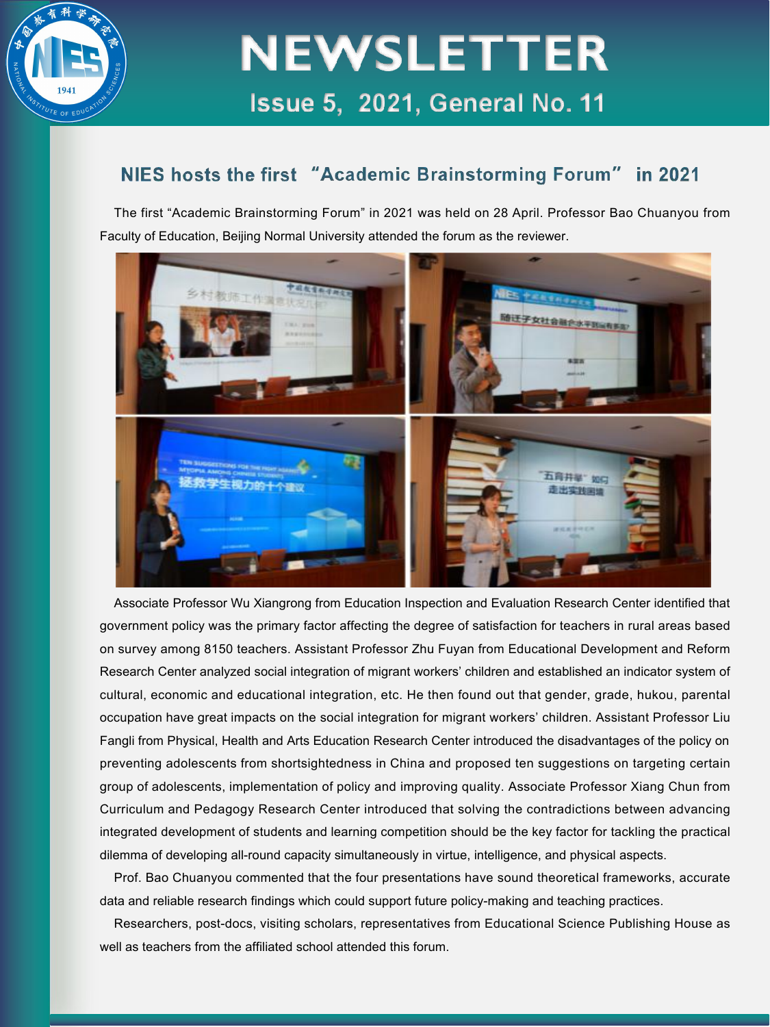# NEWSLETTER

Issue 5, 2021, General No. 11

## NIES hosts the first "Academic Brainstorming Forum" in 2021

The first "Academic Brainstorming Forum" in 2021 was held on 28 April. Professor Bao Chuanyou from Faculty of Education, Beijing Normal University attended the forum as the reviewer.

Associate Professor Wu Xiangrong from Education Inspection and Evaluation Research Center identified that government policy was the primary factor affecting the degree of satisfaction for teachers in rural areas based on survey among 8150 teachers. Assistant Professor Zhu Fuyan from Educational Development and Reform Research Center analyzed social integration of migrant workers' children and established an indicator system of cultural, economic and educational integration, etc. He then found out that gender, grade, hukou, parental occupation have great impacts on the social integration for migrant workers' children. Assistant Professor Liu Fangli from Physical, Health and Arts Education Research Center introduced the disadvantages of the policy on preventing adolescents from shortsightedness in China and proposed ten suggestions on targeting certain group of adolescents, implementation of policy and improving quality. Associate Professor Xiang Chun from Curriculum and Pedagogy Research Center introduced that solving the contradictions between advancing integrated development of students and learning competition should be the key factor for tackling the practical dilemma of developing all-round capacity simultaneously in virtue, intelligence, and physical aspects.

Prof. Bao Chuanyou commented that the four presentations have sound theoretical frameworks, accurate data and reliable research findings which could support future policy-making and teaching practices.

Researchers, post-docs, visiting scholars, representatives from Educational Science Publishing House as well as teachers from the affiliated school attended this forum.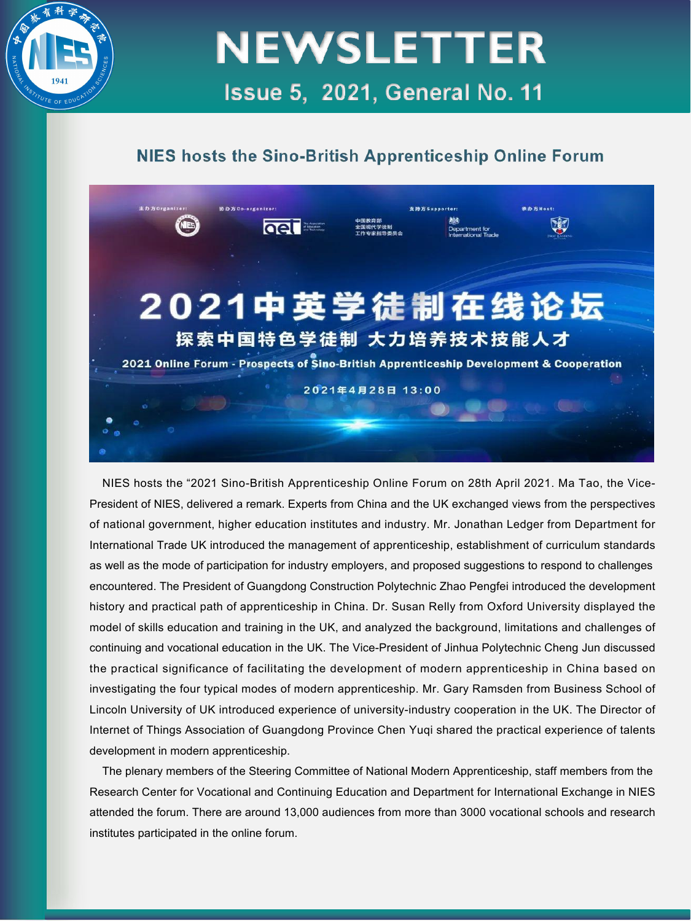# NEWSLETTER

Issue 5, 2021, General No. 11

## NIES hosts the Sino-British Apprenticeship Online Forum

主办方Organizer: 协办方Co-organizer: 支持方Supporter: 承办方Host:

中国教育部 全国现代学徒制工作专家指导委员会

Department for International Trade

2021中英学徒制在线论坛

探索中国特色学徒制 大力培养技术技能人才

2021 Online Forum - Prospects of Sino-British Apprenticeship Development & Cooperation

2021年4月28日 13:00

NIES hosts the "2021 Sino-British Apprenticeship Online Forum on 28th April 2021. Ma Tao, the Vice-President of NIES, delivered a remark. Experts from China and the UK exchanged views from the perspectives of national government, higher education institutes and industry. Mr. Jonathan Ledger from Department for International Trade UK introduced the management of apprenticeship, establishment of curriculum standards as well as the mode of participation for industry employers, and proposed suggestions to respond to challenges encountered. The President of Guangdong Construction Polytechnic Zhao Pengfei introduced the development history and practical path of apprenticeship in China. Dr. Susan Relly from Oxford University displayed the model of skills education and training in the UK, and analyzed the background, limitations and challenges of continuing and vocational education in the UK. The Vice-President of Jinhua Polytechnic Cheng Jun discussed the practical significance of facilitating the development of modern apprenticeship in China based on investigating the four typical modes of modern apprenticeship. Mr. Gary Ramsden from Business School of Lincoln University of UK introduced experience of university-industry cooperation in the UK. The Director of Internet of Things Association of Guangdong Province Chen Yuqi shared the practical experience of talents development in modern apprenticeship.

The plenary members of the Steering Committee of National Modern Apprenticeship, staff members from the Research Center for Vocational and Continuing Education and Department for International Exchange in NIES attended the forum. There are around 13,000 audiences from more than 3000 vocational schools and research institutes participated in the online forum.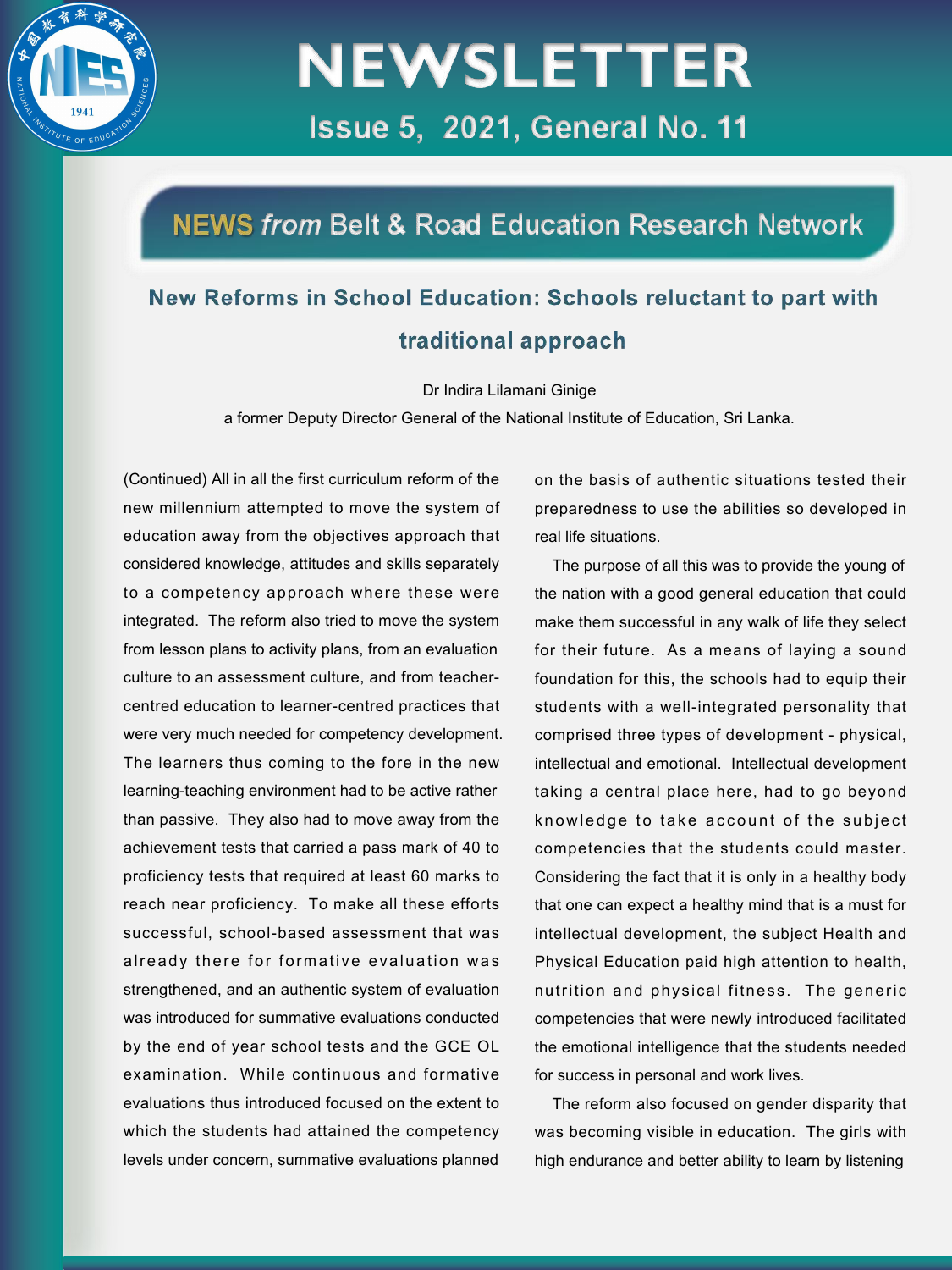## NEWS *from* Belt & Road Education Research Network

### New Reforms in School Education: Schools reluctant to part with traditional approach

Dr Indira Lilamani Ginige

a former Deputy Director General of the National Institute of Education, Sri Lanka.

(Continued) All in all the first curriculum reform of the new millennium attempted to move the system of education away from the objectives approach that considered knowledge, attitudes and skills separately to a competency approach where these were integrated. The reform also tried to move the system from lesson plans to activity plans, from an evaluation culture to an assessment culture, and from teacher-centred education to learner-centred practices that were very much needed for competency development. The learners thus coming to the fore in the new learning-teaching environment had to be active rather than passive. They also had to move away from the achievement tests that carried a pass mark of 40 to proficiency tests that required at least 60 marks to reach near proficiency. To make all these efforts successful, school-based assessment that was already there for formative evaluation was strengthened, and an authentic system of evaluation was introduced for summative evaluations conducted by the end of year school tests and the GCE OL examination. While continuous and formative evaluations thus introduced focused on the extent to which the students had attained the competency levels under concern, summative evaluations planned on the basis of authentic situations tested their preparedness to use the abilities so developed in real life situations.

The purpose of all this was to provide the young of the nation with a good general education that could make them successful in any walk of life they select for their future. As a means of laying a sound foundation for this, the schools had to equip their students with a well-integrated personality that comprised three types of development - physical, intellectual and emotional. Intellectual development taking a central place here, had to go beyond knowledge to take account of the subject competencies that the students could master. Considering the fact that it is only in a healthy body that one can expect a healthy mind that is a must for intellectual development, the subject Health and Physical Education paid high attention to health, nutrition and physical fitness. The generic competencies that were newly introduced facilitated the emotional intelligence that the students needed for success in personal and work lives.

The reform also focused on gender disparity that was becoming visible in education. The girls with high endurance and better ability to learn by listening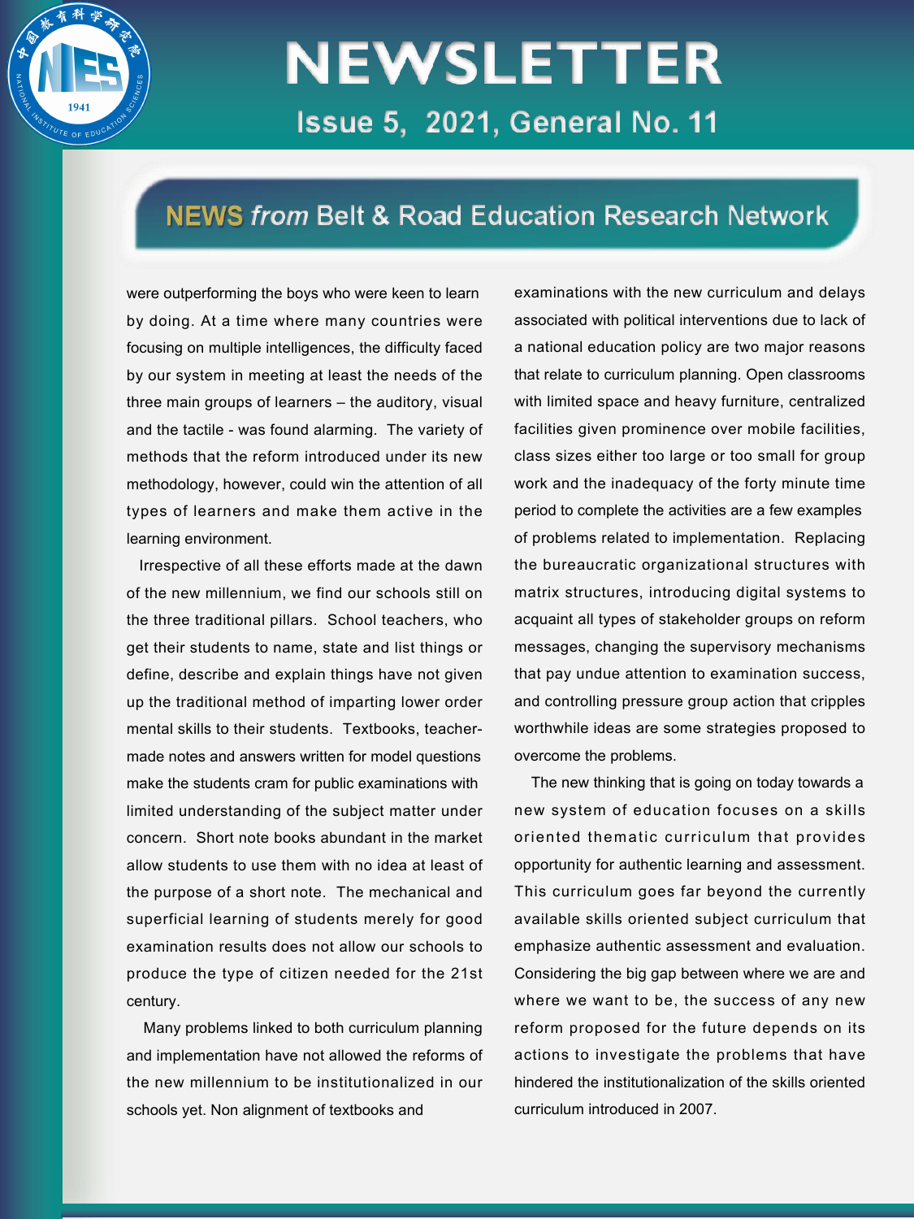## NEWS *from* Belt & Road Education Research Network

were outperforming the boys who were keen to learn by doing. At a time where many countries were focusing on multiple intelligences, the difficulty faced by our system in meeting at least the needs of the three main groups of learners – the auditory, visual and the tactile - was found alarming. The variety of methods that the reform introduced under its new methodology, however, could win the attention of all types of learners and make them active in the learning environment.

Irrespective of all these efforts made at the dawn of the new millennium, we find our schools still on the three traditional pillars. School teachers, who get their students to name, state and list things or define, describe and explain things have not given up the traditional method of imparting lower order mental skills to their students. Textbooks, teacher-made notes and answers written for model questions make the students cram for public examinations with limited understanding of the subject matter under concern. Short note books abundant in the market allow students to use them with no idea at least of the purpose of a short note. The mechanical and superficial learning of students merely for good examination results does not allow our schools to produce the type of citizen needed for the 21st century.

Many problems linked to both curriculum planning and implementation have not allowed the reforms of the new millennium to be institutionalized in our schools yet. Non alignment of textbooks and examinations with the new curriculum and delays associated with political interventions due to lack of a national education policy are two major reasons that relate to curriculum planning. Open classrooms with limited space and heavy furniture, centralized facilities given prominence over mobile facilities, class sizes either too large or too small for group work and the inadequacy of the forty minute time period to complete the activities are a few examples of problems related to implementation. Replacing the bureaucratic organizational structures with matrix structures, introducing digital systems to acquaint all types of stakeholder groups on reform messages, changing the supervisory mechanisms that pay undue attention to examination success, and controlling pressure group action that cripples worthwhile ideas are some strategies proposed to overcome the problems.

The new thinking that is going on today towards a new system of education focuses on a skills oriented thematic curriculum that provides opportunity for authentic learning and assessment. This curriculum goes far beyond the currently available skills oriented subject curriculum that emphasize authentic assessment and evaluation. Considering the big gap between where we are and where we want to be, the success of any new reform proposed for the future depends on its actions to investigate the problems that have hindered the institutionalization of the skills oriented curriculum introduced in 2007.